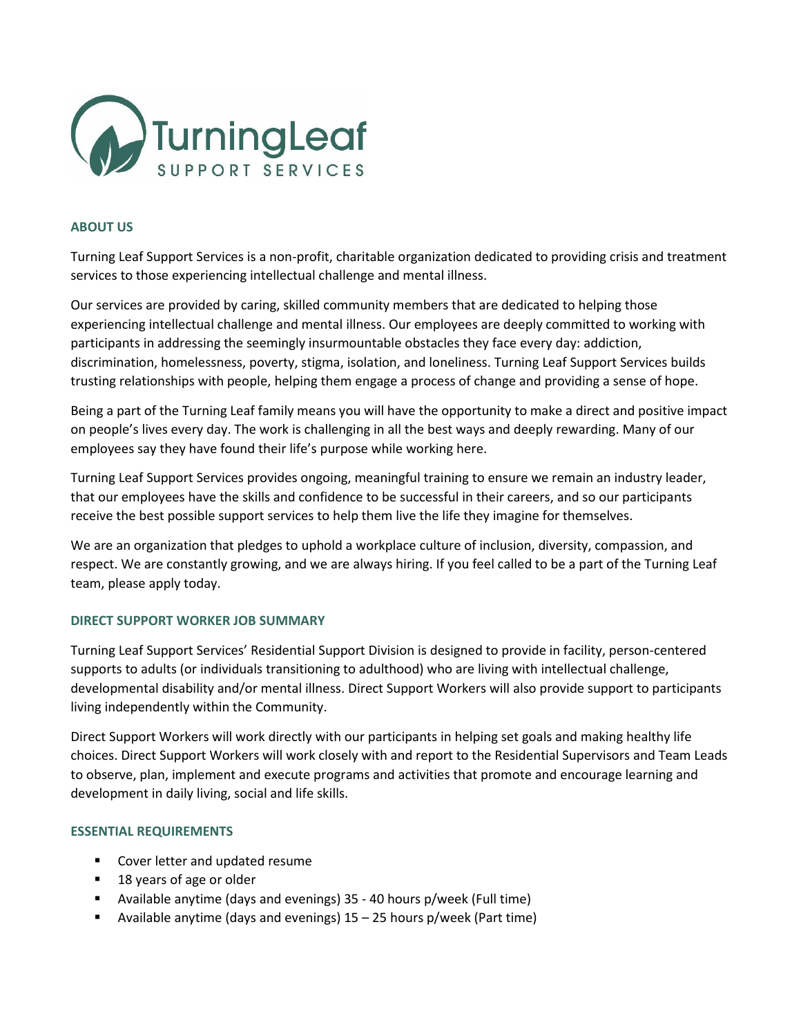# TurningLeaf SUPPORT SERVICES

## ABOUT US

Turning Leaf Support Services is a non-profit, charitable organization dedicated to providing crisis and treatment services to those experiencing intellectual challenge and mental illness.

Our services are provided by caring, skilled community members that are dedicated to helping those experiencing intellectual challenge and mental illness. Our employees are deeply committed to working with participants in addressing the seemingly insurmountable obstacles they face every day: addiction, discrimination, homelessness, poverty, stigma, isolation, and loneliness. Turning Leaf Support Services builds trusting relationships with people, helping them engage a process of change and providing a sense of hope.

Being a part of the Turning Leaf family means you will have the opportunity to make a direct and positive impact on people's lives every day. The work is challenging in all the best ways and deeply rewarding. Many of our employees say they have found their life's purpose while working here.

Turning Leaf Support Services provides ongoing, meaningful training to ensure we remain an industry leader, that our employees have the skills and confidence to be successful in their careers, and so our participants receive the best possible support services to help them live the life they imagine for themselves.

We are an organization that pledges to uphold a workplace culture of inclusion, diversity, compassion, and respect. We are constantly growing, and we are always hiring. If you feel called to be a part of the Turning Leaf team, please apply today.

## DIRECT SUPPORT WORKER JOB SUMMARY

Turning Leaf Support Services' Residential Support Division is designed to provide in facility, person-centered supports to adults (or individuals transitioning to adulthood) who are living with intellectual challenge, developmental disability and/or mental illness. Direct Support Workers will also provide support to participants living independently within the Community.

Direct Support Workers will work directly with our participants in helping set goals and making healthy life choices. Direct Support Workers will work closely with and report to the Residential Supervisors and Team Leads to observe, plan, implement and execute programs and activities that promote and encourage learning and development in daily living, social and life skills.

## ESSENTIAL REQUIREMENTS

- Cover letter and updated resume
- 18 years of age or older
- Available anytime (days and evenings) 35 - 40 hours p/week (Full time)
- Available anytime (days and evenings) 15 – 25 hours p/week (Part time)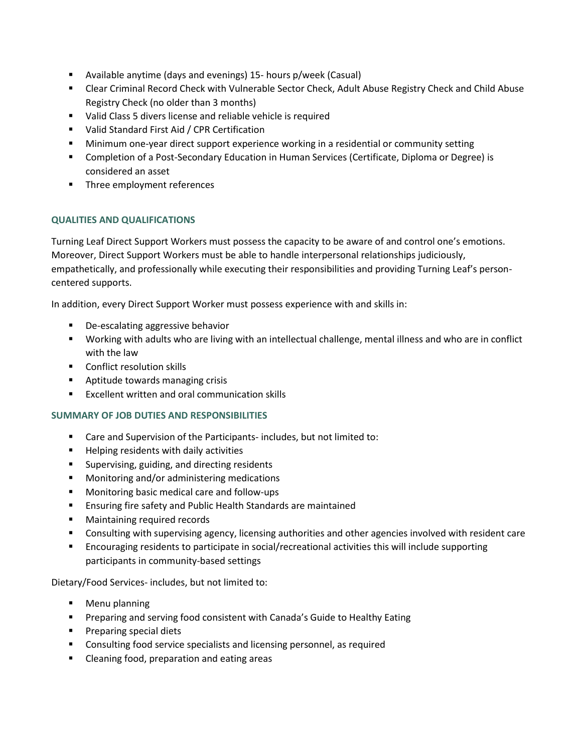- Available anytime (days and evenings) 15- hours p/week (Casual)
- Clear Criminal Record Check with Vulnerable Sector Check, Adult Abuse Registry Check and Child Abuse Registry Check (no older than 3 months)
- Valid Class 5 divers license and reliable vehicle is required
- Valid Standard First Aid / CPR Certification
- Minimum one-year direct support experience working in a residential or community setting
- Completion of a Post-Secondary Education in Human Services (Certificate, Diploma or Degree) is considered an asset
- Three employment references

### QUALITIES AND QUALIFICATIONS

Turning Leaf Direct Support Workers must possess the capacity to be aware of and control one's emotions. Moreover, Direct Support Workers must be able to handle interpersonal relationships judiciously, empathetically, and professionally while executing their responsibilities and providing Turning Leaf's person-centered supports.

In addition, every Direct Support Worker must possess experience with and skills in:

- De-escalating aggressive behavior
- Working with adults who are living with an intellectual challenge, mental illness and who are in conflict with the law
- Conflict resolution skills
- Aptitude towards managing crisis
- Excellent written and oral communication skills

### SUMMARY OF JOB DUTIES AND RESPONSIBILITIES

- Care and Supervision of the Participants- includes, but not limited to:
- Helping residents with daily activities
- Supervising, guiding, and directing residents
- Monitoring and/or administering medications
- Monitoring basic medical care and follow-ups
- Ensuring fire safety and Public Health Standards are maintained
- Maintaining required records
- Consulting with supervising agency, licensing authorities and other agencies involved with resident care
- Encouraging residents to participate in social/recreational activities this will include supporting participants in community-based settings

Dietary/Food Services- includes, but not limited to:

- Menu planning
- Preparing and serving food consistent with Canada's Guide to Healthy Eating
- Preparing special diets
- Consulting food service specialists and licensing personnel, as required
- Cleaning food, preparation and eating areas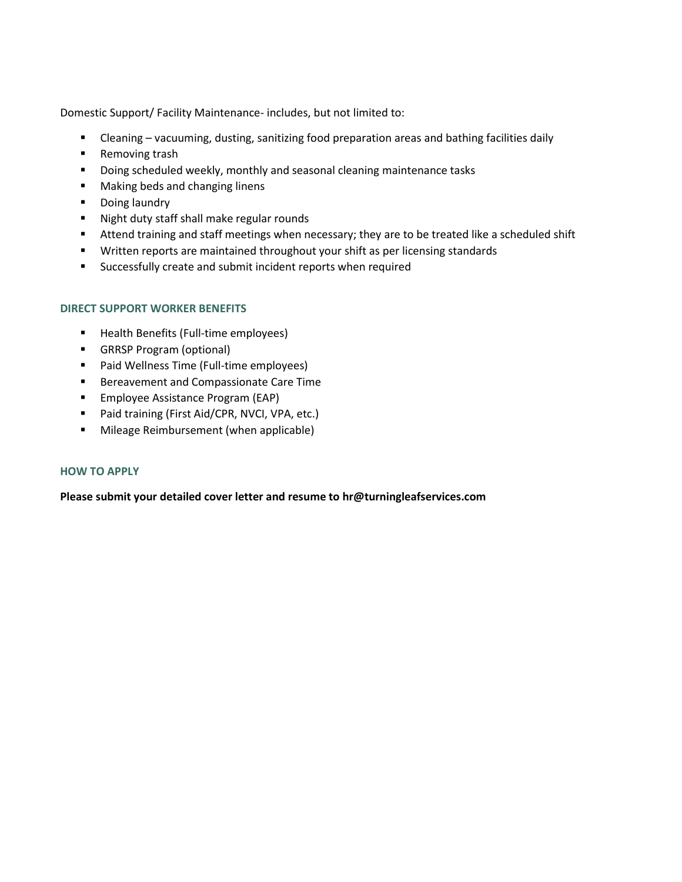Domestic Support/ Facility Maintenance- includes, but not limited to:

- Cleaning – vacuuming, dusting, sanitizing food preparation areas and bathing facilities daily
- Removing trash
- Doing scheduled weekly, monthly and seasonal cleaning maintenance tasks
- Making beds and changing linens
- Doing laundry
- Night duty staff shall make regular rounds
- Attend training and staff meetings when necessary; they are to be treated like a scheduled shift
- Written reports are maintained throughout your shift as per licensing standards
- Successfully create and submit incident reports when required

## DIRECT SUPPORT WORKER BENEFITS

- Health Benefits (Full-time employees)
- GRRSP Program (optional)
- Paid Wellness Time (Full-time employees)
- Bereavement and Compassionate Care Time
- Employee Assistance Program (EAP)
- Paid training (First Aid/CPR, NVCI, VPA, etc.)
- Mileage Reimbursement (when applicable)

## HOW TO APPLY

**Please submit your detailed cover letter and resume to hr@turningleafservices.com**